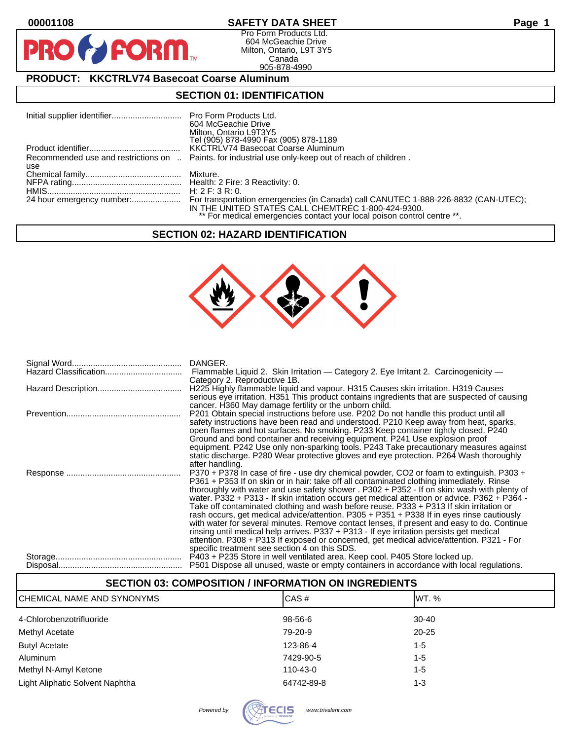**00001108** **SAFETY DATA SHEET**

Pro Form Products Ltd.
604 McGeachie Drive
Milton, Ontario, L9T 3Y5
Canada
905-878-4990

## PRODUCT: KKCTRLV74 Basecoat Coarse Aluminum

## SECTION 01: IDENTIFICATION

| | |
|---|---|
| Initial supplier identifier | Pro Form Products Ltd.<br>604 McGeachie Drive<br>Milton, Ontario L9T3Y5<br>Tel (905) 878-4990 Fax (905) 878-1189 |
| Product identifier | KKCTRLV74 Basecoat Coarse Aluminum |
| Recommended use and restrictions on use | Paints. for industrial use only-keep out of reach of children . |
| Chemical family | Mixture. |
| NFPA rating | Health: 2 Fire: 3 Reactivity: 0. |
| HMIS | H: 2 F: 3 R: 0. |
| 24 hour emergency number: | For transportation emergencies (in Canada) call CANUTEC 1-888-226-8832 (CAN-UTEC); IN THE UNITED STATES CALL CHEMTREC 1-800-424-9300.<br>** For medical emergencies contact your local poison control centre **. |

## SECTION 02: HAZARD IDENTIFICATION

| | |
|---|---|
| Signal Word | DANGER. |
| Hazard Classification | Flammable Liquid 2. Skin Irritation — Category 2. Eye Irritant 2. Carcinogenicity — Category 2. Reproductive 1B. |
| Hazard Description | H225 Highly flammable liquid and vapour. H315 Causes skin irritation. H319 Causes serious eye irritation. H351 This product contains ingredients that are suspected of causing cancer. H360 May damage fertility or the unborn child. |
| Prevention | P201 Obtain special instructions before use. P202 Do not handle this product until all safety instructions have been read and understood. P210 Keep away from heat, sparks, open flames and hot surfaces. No smoking. P233 Keep container tightly closed. P240 Ground and bond container and receiving equipment. P241 Use explosion proof equipment. P242 Use only non-sparking tools. P243 Take precautionary measures against static discharge. P280 Wear protective gloves and eye protection. P264 Wash thoroughly after handling. |
| Response | P370 + P378 In case of fire - use dry chemical powder, CO2 or foam to extinguish. P303 + P361 + P353 If on skin or in hair: take off all contaminated clothing immediately. Rinse thoroughly with water and use safety shower . P302 + P352 - If on skin: wash with plenty of water. P332 + P313 - If skin irritation occurs get medical attention or advice. P362 + P364 - Take off contaminated clothing and wash before reuse. P333 + P313 If skin irritation or rash occurs, get medical advice/attention. P305 + P351 + P338 If in eyes rinse cautiously with water for several minutes. Remove contact lenses, if present and easy to do. Continue rinsing until medical help arrives. P337 + P313 - If eye irritation persists get medical attention. P308 + P313 If exposed or concerned, get medical advice/attention. P321 - For specific treatment see section 4 on this SDS. |
| Storage | P403 + P235 Store in well ventilated area. Keep cool. P405 Store locked up. |
| Disposal | P501 Dispose all unused, waste or empty containers in accordance with local regulations. |

## SECTION 03: COMPOSITION / INFORMATION ON INGREDIENTS

| CHEMICAL NAME AND SYNONYMS | CAS # | WT. % |
|---|---|---|
| 4-Chlorobenzotrifluoride | 98-56-6 | 30-40 |
| Methyl Acetate | 79-20-9 | 20-25 |
| Butyl Acetate | 123-86-4 | 1-5 |
| Aluminum | 7429-90-5 | 1-5 |
| Methyl N-Amyl Ketone | 110-43-0 | 1-5 |
| Light Aliphatic Solvent Naphtha | 64742-89-8 | 1-3 |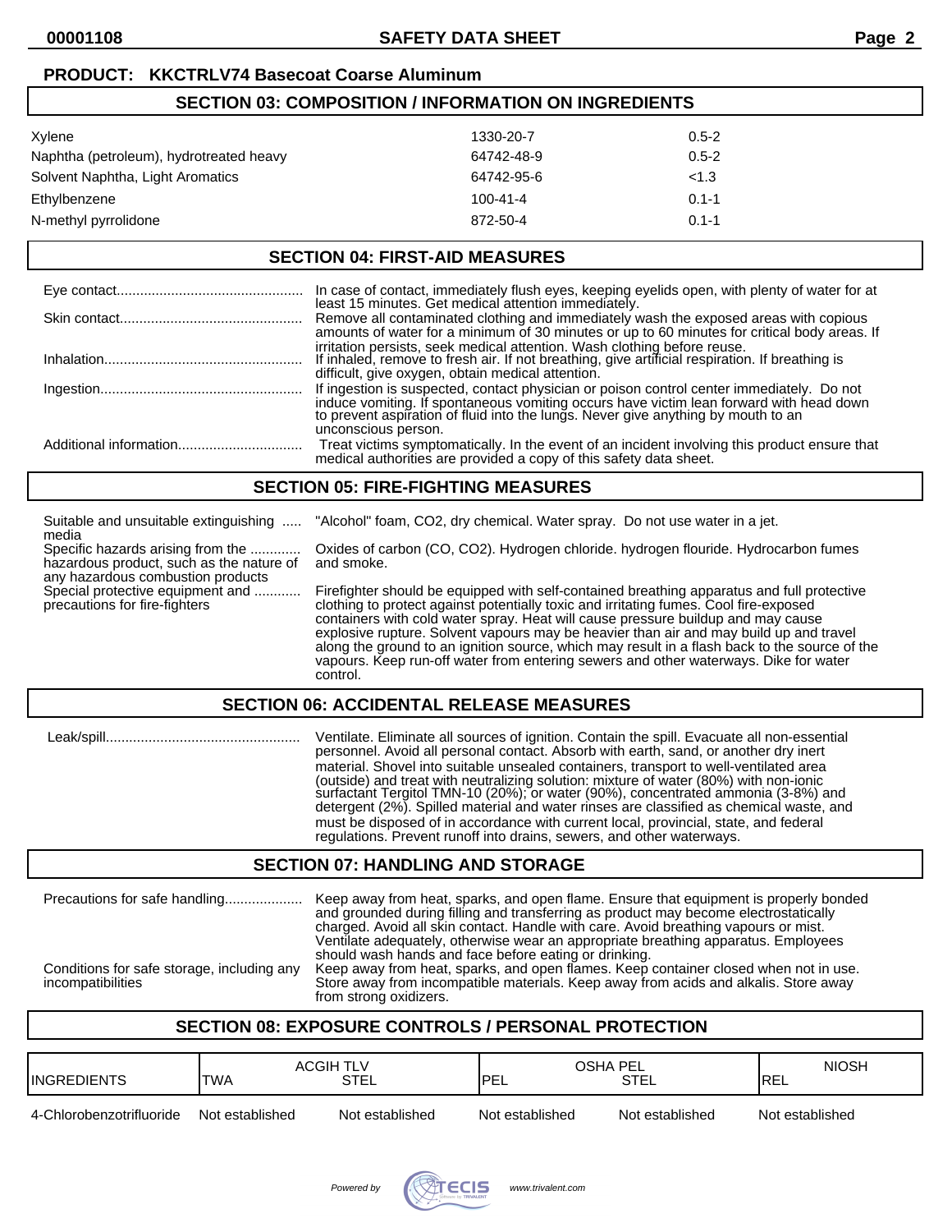**PRODUCT: KKCTRLV74 Basecoat Coarse Aluminum**

## SECTION 03: COMPOSITION / INFORMATION ON INGREDIENTS

| | | |
|---|---|---|
| Xylene | 1330-20-7 | 0.5-2 |
| Naphtha (petroleum), hydrotreated heavy | 64742-48-9 | 0.5-2 |
| Solvent Naphtha, Light Aromatics | 64742-95-6 | <1.3 |
| Ethylbenzene | 100-41-4 | 0.1-1 |
| N-methyl pyrrolidone | 872-50-4 | 0.1-1 |

## SECTION 04: FIRST-AID MEASURES

| | |
|---|---|
| Eye contact | In case of contact, immediately flush eyes, keeping eyelids open, with plenty of water for at least 15 minutes. Get medical attention immediately. |
| Skin contact | Remove all contaminated clothing and immediately wash the exposed areas with copious amounts of water for a minimum of 30 minutes or up to 60 minutes for critical body areas. If irritation persists, seek medical attention. Wash clothing before reuse. |
| Inhalation | If inhaled, remove to fresh air. If not breathing, give artificial respiration. If breathing is difficult, give oxygen, obtain medical attention. |
| Ingestion | If ingestion is suspected, contact physician or poison control center immediately. Do not induce vomiting. If spontaneous vomiting occurs have victim lean forward with head down to prevent aspiration of fluid into the lungs. Never give anything by mouth to an unconscious person. |
| Additional information | Treat victims symptomatically. In the event of an incident involving this product ensure that medical authorities are provided a copy of this safety data sheet. |

## SECTION 05: FIRE-FIGHTING MEASURES

| | |
|---|---|
| Suitable and unsuitable extinguishing media | "Alcohol" foam, CO2, dry chemical. Water spray. Do not use water in a jet. |
| Specific hazards arising from the hazardous product, such as the nature of any hazardous combustion products | Oxides of carbon (CO, CO2). Hydrogen chloride. hydrogen flouride. Hydrocarbon fumes and smoke. |
| Special protective equipment and precautions for fire-fighters | Firefighter should be equipped with self-contained breathing apparatus and full protective clothing to protect against potentially toxic and irritating fumes. Cool fire-exposed containers with cold water spray. Heat will cause pressure buildup and may cause explosive rupture. Solvent vapours may be heavier than air and may build up and travel along the ground to an ignition source, which may result in a flash back to the source of the vapours. Keep run-off water from entering sewers and other waterways. Dike for water control. |

## SECTION 06: ACCIDENTAL RELEASE MEASURES

| | |
|---|---|
| Leak/spill | Ventilate. Eliminate all sources of ignition. Contain the spill. Evacuate all non-essential personnel. Avoid all personal contact. Absorb with earth, sand, or another dry inert material. Shovel into suitable unsealed containers, transport to well-ventilated area (outside) and treat with neutralizing solution: mixture of water (80%) with non-ionic surfactant Tergitol TMN-10 (20%); or water (90%), concentrated ammonia (3-8%) and detergent (2%). Spilled material and water rinses are classified as chemical waste, and must be disposed of in accordance with current local, provincial, state, and federal regulations. Prevent runoff into drains, sewers, and other waterways. |

## SECTION 07: HANDLING AND STORAGE

| | |
|---|---|
| Precautions for safe handling | Keep away from heat, sparks, and open flame. Ensure that equipment is properly bonded and grounded during filling and transferring as product may become electrostatically charged. Avoid all skin contact. Handle with care. Avoid breathing vapours or mist. Ventilate adequately, otherwise wear an appropriate breathing apparatus. Employees should wash hands and face before eating or drinking. |
| Conditions for safe storage, including any incompatibilities | Keep away from heat, sparks, and open flames. Keep container closed when not in use. Store away from incompatible materials. Keep away from acids and alkalis. Store away from strong oxidizers. |

## SECTION 08: EXPOSURE CONTROLS / PERSONAL PROTECTION

| INGREDIENTS | ACGIH TLV TWA | ACGIH TLV STEL | OSHA PEL PEL | OSHA PEL STEL | NIOSH REL |
|---|---|---|---|---|---|
| 4-Chlorobenzotrifluoride | Not established | Not established | Not established | Not established | Not established |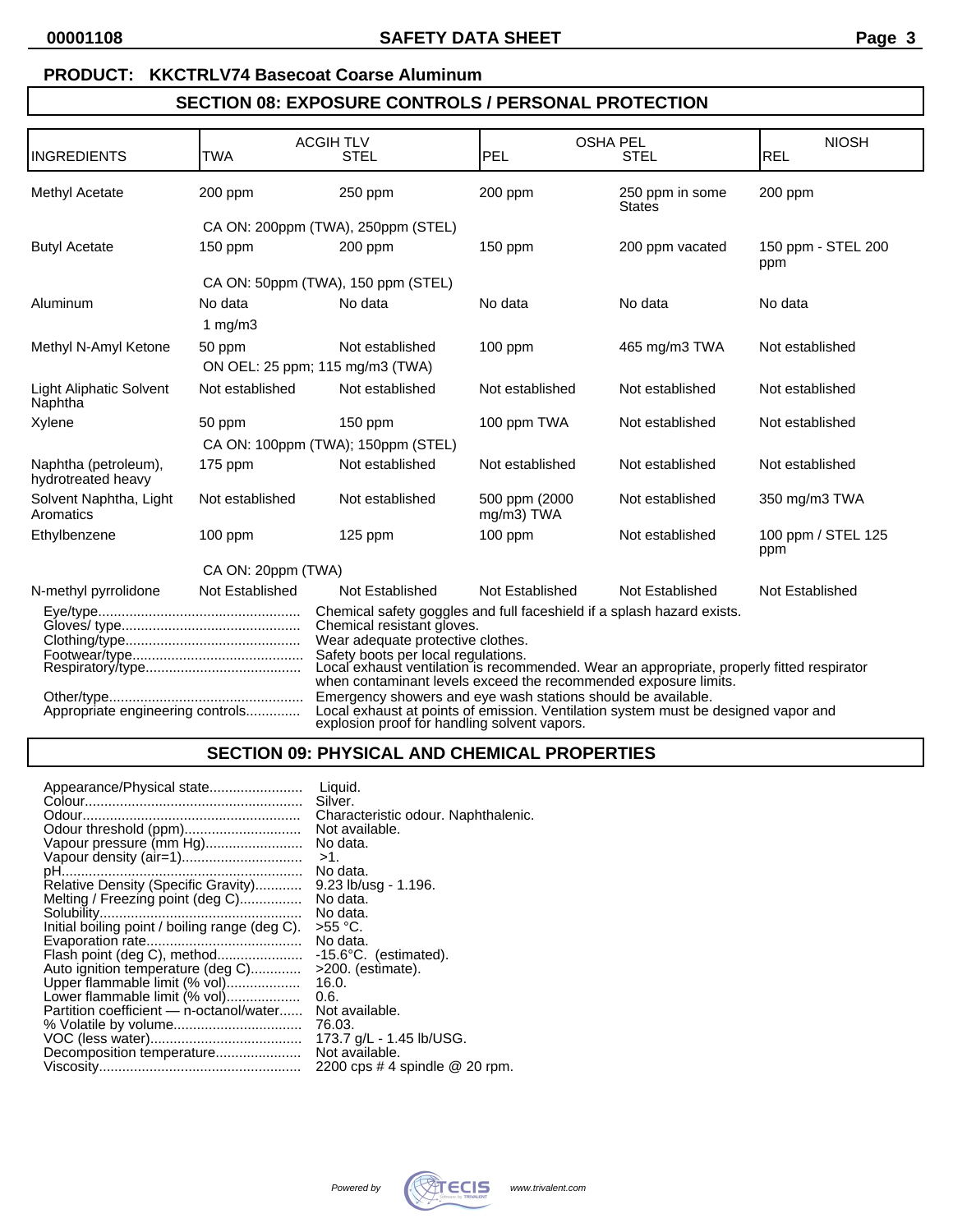**PRODUCT: KKCTRLV74 Basecoat Coarse Aluminum**

## SECTION 08: EXPOSURE CONTROLS / PERSONAL PROTECTION

| INGREDIENTS | ACGIH TLV TWA | ACGIH TLV STEL | OSHA PEL PEL | OSHA PEL STEL | NIOSH REL |
|---|---|---|---|---|---|
| Methyl Acetate | 200 ppm | 250 ppm | 200 ppm | 250 ppm in some States | 200 ppm |
| | CA ON: 200ppm (TWA), 250ppm (STEL) | | | | |
| Butyl Acetate | 150 ppm | 200 ppm | 150 ppm | 200 ppm vacated | 150 ppm - STEL 200 ppm |
| | CA ON: 50ppm (TWA), 150 ppm (STEL) | | | | |
| Aluminum | No data | No data | No data | No data | No data |
| | 1 mg/m3 | | | | |
| Methyl N-Amyl Ketone | 50 ppm | Not established | 100 ppm | 465 mg/m3 TWA | Not established |
| | ON OEL: 25 ppm; 115 mg/m3 (TWA) | | | | |
| Light Aliphatic Solvent Naphtha | Not established | Not established | Not established | Not established | Not established |
| Xylene | 50 ppm | 150 ppm | 100 ppm TWA | Not established | Not established |
| | CA ON: 100ppm (TWA); 150ppm (STEL) | | | | |
| Naphtha (petroleum), hydrotreated heavy | 175 ppm | Not established | Not established | Not established | Not established |
| Solvent Naphtha, Light Aromatics | Not established | Not established | 500 ppm (2000 mg/m3) TWA | Not established | 350 mg/m3 TWA |
| Ethylbenzene | 100 ppm | 125 ppm | 100 ppm | Not established | 100 ppm / STEL 125 ppm |
| | CA ON: 20ppm (TWA) | | | | |
| N-methyl pyrrolidone | Not Established | Not Established | Not Established | Not Established | Not Established |

Eye/type.................................................... Chemical safety goggles and full faceshield if a splash hazard exists.
Gloves/ type.............................................. Chemical resistant gloves.
Clothing/type............................................. Wear adequate protective clothes.
Footwear/type............................................ Safety boots per local regulations.
Respiratory/type........................................ Local exhaust ventilation is recommended. Wear an appropriate, properly fitted respirator when contaminant levels exceed the recommended exposure limits.
Other/type.................................................. Emergency showers and eye wash stations should be available.
Appropriate engineering controls.............. Local exhaust at points of emission. Ventilation system must be designed vapor and explosion proof for handling solvent vapors.

## SECTION 09: PHYSICAL AND CHEMICAL PROPERTIES

Appearance/Physical state........................ Liquid.
Colour........................................................ Silver.
Odour........................................................ Characteristic odour. Naphthalenic.
Odour threshold (ppm)............................... Not available.
Vapour pressure (mm Hg).......................... No data.
Vapour density (air=1)............................... >1.
pH.............................................................. No data.
Relative Density (Specific Gravity)............ 9.23 lb/usg - 1.196.
Melting / Freezing point (deg C)................ No data.
Solubility.................................................... No data.
Initial boiling point / boiling range (deg C). >55 °C.
Evaporation rate........................................ No data.
Flash point (deg C), method...................... -15.6°C. (estimated).
Auto ignition temperature (deg C)............. >200. (estimate).
Upper flammable limit (% vol)................... 16.0.
Lower flammable limit (% vol)................... 0.6.
Partition coefficient — n-octanol/water...... Not available.
% Volatile by volume................................. 76.03.
VOC (less water)........................................ 173.7 g/L - 1.45 lb/USG.
Decomposition temperature...................... Not available.
Viscosity.................................................... 2200 cps # 4 spindle @ 20 rpm.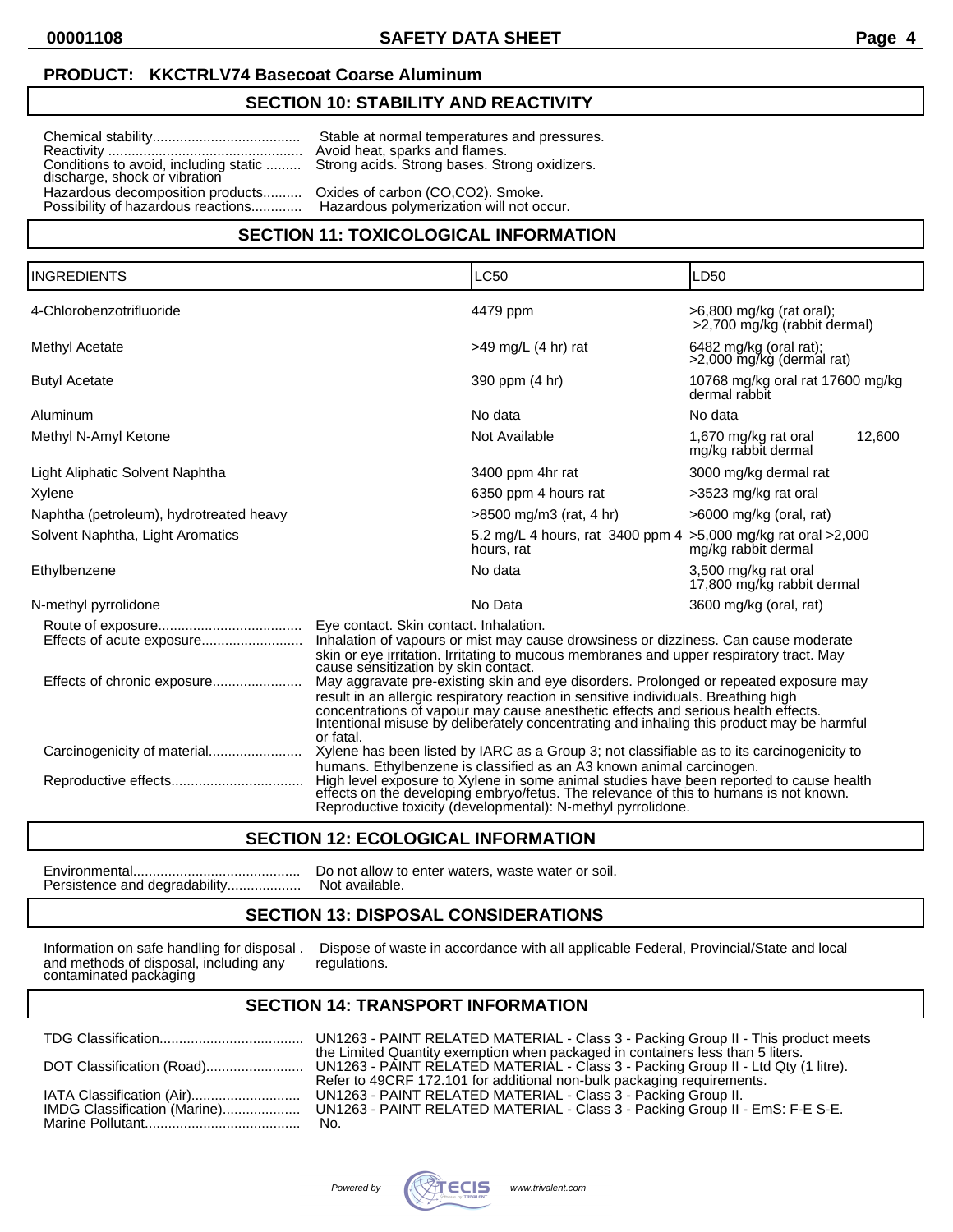**PRODUCT: KKCTRLV74 Basecoat Coarse Aluminum**

## SECTION 10: STABILITY AND REACTIVITY

Chemical stability...................................... Stable at normal temperatures and pressures.
Reactivity ................................................. Avoid heat, sparks and flames.
Conditions to avoid, including static discharge, shock or vibration ......... Strong acids. Strong bases. Strong oxidizers.
Hazardous decomposition products.......... Oxides of carbon (CO,CO2). Smoke.
Possibility of hazardous reactions............. Hazardous polymerization will not occur.

## SECTION 11: TOXICOLOGICAL INFORMATION

| INGREDIENTS | LC50 | LD50 |
|---|---|---|
| 4-Chlorobenzotrifluoride | 4479 ppm | >6,800 mg/kg (rat oral); >2,700 mg/kg (rabbit dermal) |
| Methyl Acetate | >49 mg/L (4 hr) rat | 6482 mg/kg (oral rat); >2,000 mg/kg (dermal rat) |
| Butyl Acetate | 390 ppm (4 hr) | 10768 mg/kg oral rat 17600 mg/kg dermal rabbit |
| Aluminum | No data | No data |
| Methyl N-Amyl Ketone | Not Available | 1,670 mg/kg rat oral 12,600 mg/kg rabbit dermal |
| Light Aliphatic Solvent Naphtha | 3400 ppm 4hr rat | 3000 mg/kg dermal rat |
| Xylene | 6350 ppm 4 hours rat | >3523 mg/kg rat oral |
| Naphtha (petroleum), hydrotreated heavy | >8500 mg/m3 (rat, 4 hr) | >6000 mg/kg (oral, rat) |
| Solvent Naphtha, Light Aromatics | 5.2 mg/L 4 hours, rat 3400 ppm 4 hours, rat | >5,000 mg/kg rat oral >2,000 mg/kg rabbit dermal |
| Ethylbenzene | No data | 3,500 mg/kg rat oral 17,800 mg/kg rabbit dermal |
| N-methyl pyrrolidone | No Data | 3600 mg/kg (oral, rat) |

Route of exposure.................................... Eye contact. Skin contact. Inhalation.
Effects of acute exposure.......................... Inhalation of vapours or mist may cause drowsiness or dizziness. Can cause moderate skin or eye irritation. Irritating to mucous membranes and upper respiratory tract. May cause sensitization by skin contact.
Effects of chronic exposure....................... May aggravate pre-existing skin and eye disorders. Prolonged or repeated exposure may result in an allergic respiratory reaction in sensitive individuals. Breathing high concentrations of vapour may cause anesthetic effects and serious health effects. Intentional misuse by deliberately concentrating and inhaling this product may be harmful or fatal.
Carcinogenicity of material........................ Xylene has been listed by IARC as a Group 3; not classifiable as to its carcinogenicity to humans. Ethylbenzene is classified as an A3 known animal carcinogen.
Reproductive effects................................. High level exposure to Xylene in some animal studies have been reported to cause health effects on the developing embryo/fetus. The relevance of this to humans is not known. Reproductive toxicity (developmental): N-methyl pyrrolidone.

## SECTION 12: ECOLOGICAL INFORMATION

Environmental........................................... Do not allow to enter waters, waste water or soil.
Persistence and degradability................... Not available.

## SECTION 13: DISPOSAL CONSIDERATIONS

Information on safe handling for disposal and methods of disposal, including any contaminated packaging . Dispose of waste in accordance with all applicable Federal, Provincial/State and local regulations.

## SECTION 14: TRANSPORT INFORMATION

TDG Classification..................................... UN1263 - PAINT RELATED MATERIAL - Class 3 - Packing Group II - This product meets the Limited Quantity exemption when packaged in containers less than 5 liters.
DOT Classification (Road)......................... UN1263 - PAINT RELATED MATERIAL - Class 3 - Packing Group II - Ltd Qty (1 litre). Refer to 49CRF 172.101 for additional non-bulk packaging requirements.
IATA Classification (Air)............................ UN1263 - PAINT RELATED MATERIAL - Class 3 - Packing Group II.
IMDG Classification (Marine).................... UN1263 - PAINT RELATED MATERIAL - Class 3 - Packing Group II - EmS: F-E S-E.
Marine Pollutant........................................ No.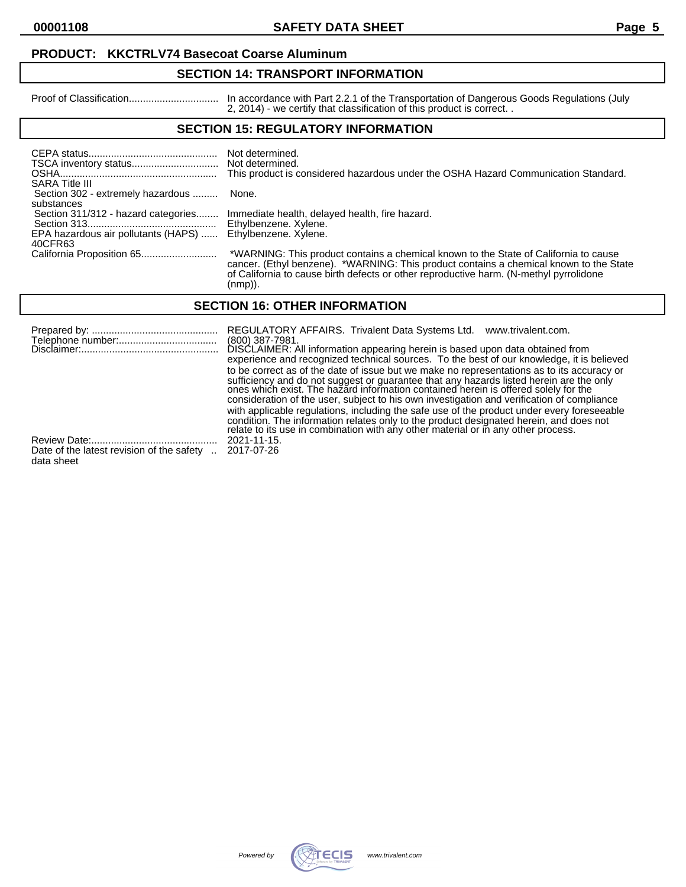**PRODUCT: KKCTRLV74 Basecoat Coarse Aluminum**

## SECTION 14: TRANSPORT INFORMATION

Proof of Classification................................ In accordance with Part 2.2.1 of the Transportation of Dangerous Goods Regulations (July 2, 2014) - we certify that classification of this product is correct. .

## SECTION 15: REGULATORY INFORMATION

| | |
|---|---|
| CEPA status.............................................. | Not determined. |
| TSCA inventory status............................... | Not determined. |
| OSHA........................................................ | This product is considered hazardous under the OSHA Hazard Communication Standard. |
| SARA Title III | |
| Section 302 - extremely hazardous ......... substances | None. |
| Section 311/312 - hazard categories........ | Immediate health, delayed health, fire hazard. |
| Section 313............................................. | Ethylbenzene. Xylene. |
| EPA hazardous air pollutants (HAPS) ...... 40CFR63 | Ethylbenzene. Xylene. |
| California Proposition 65........................... | *WARNING: This product contains a chemical known to the State of California to cause cancer. (Ethyl benzene). *WARNING: This product contains a chemical known to the State of California to cause birth defects or other reproductive harm. (N-methyl pyrrolidone (nmp)). |

## SECTION 16: OTHER INFORMATION

| | |
|---|---|
| Prepared by: ............................................ | REGULATORY AFFAIRS. Trivalent Data Systems Ltd. www.trivalent.com. |
| Telephone number:................................... | (800) 387-7981. |
| Disclaimer:................................................ | DISCLAIMER: All information appearing herein is based upon data obtained from experience and recognized technical sources. To the best of our knowledge, it is believed to be correct as of the date of issue but we make no representations as to its accuracy or sufficiency and do not suggest or guarantee that any hazards listed herein are the only ones which exist. The hazard information contained herein is offered solely for the consideration of the user, subject to his own investigation and verification of compliance with applicable regulations, including the safe use of the product under every foreseeable condition. The information relates only to the product designated herein, and does not relate to its use in combination with any other material or in any other process. |
| Review Date:............................................ | 2021-11-15. |
| Date of the latest revision of the safety .. data sheet | 2017-07-26 |